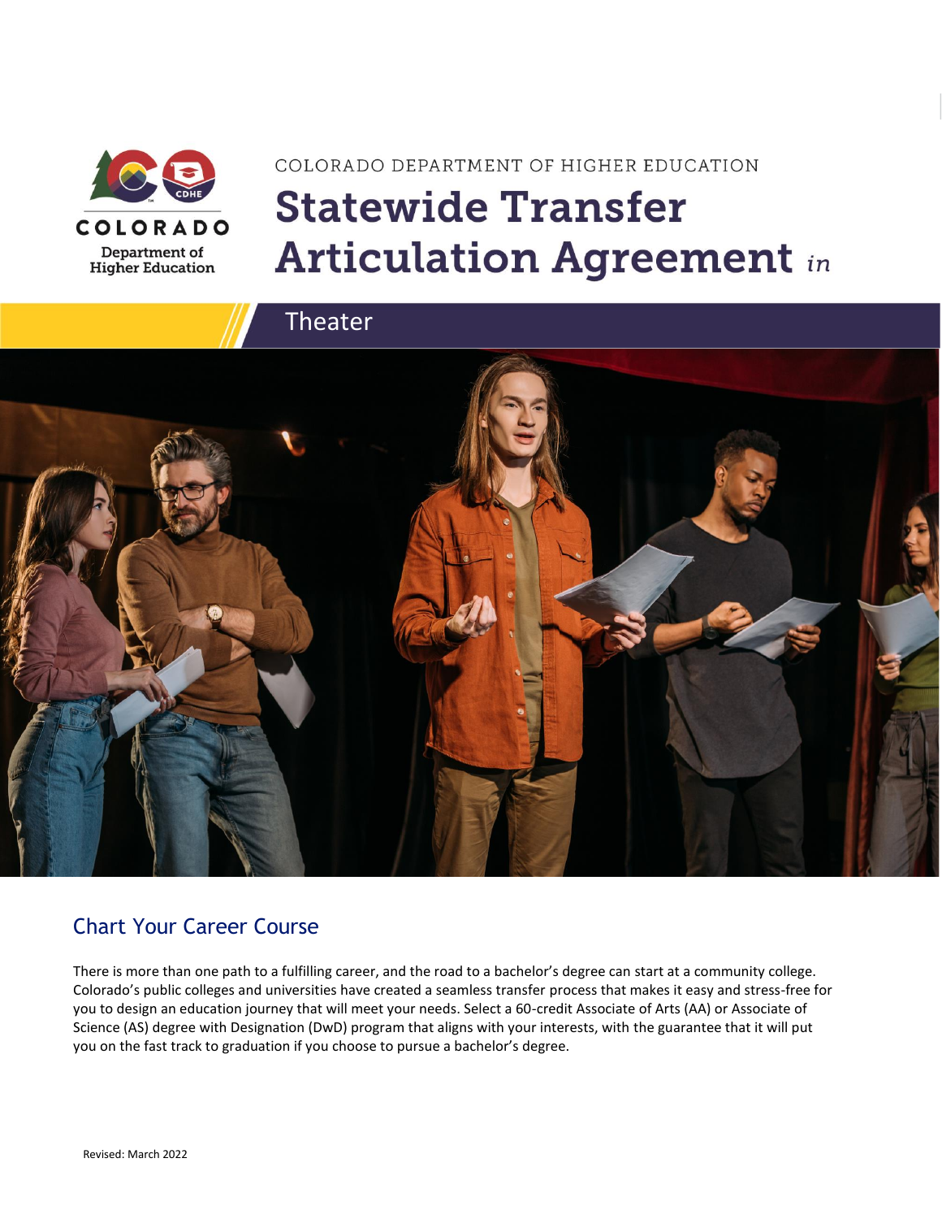COLORADO DEPARTMENT OF HIGHER EDUCATION

# Statewide Transfer Articulation Agreement *in*

## Theater

## Chart Your Career Course

There is more than one path to a fulfilling career, and the road to a bachelor's degree can start at a community college. Colorado's public colleges and universities have created a seamless transfer process that makes it easy and stress-free for you to design an education journey that will meet your needs. Select a 60-credit Associate of Arts (AA) or Associate of Science (AS) degree with Designation (DwD) program that aligns with your interests, with the guarantee that it will put you on the fast track to graduation if you choose to pursue a bachelor's degree.

Revised: March 2022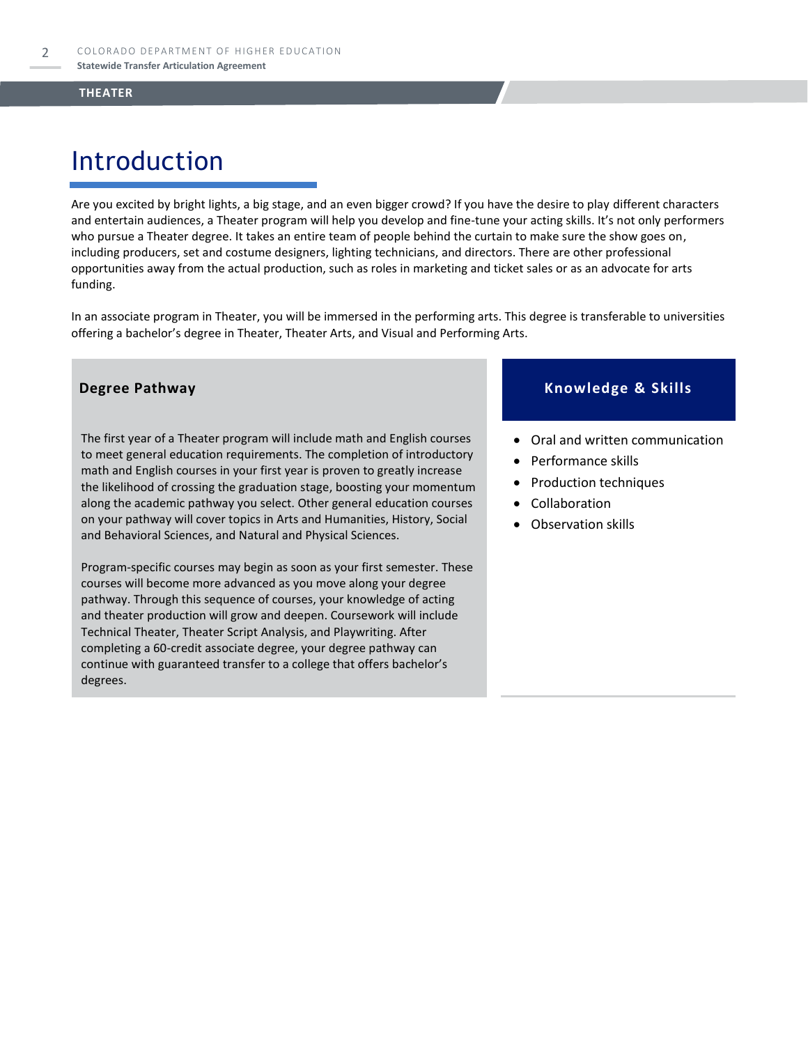# Introduction

Are you excited by bright lights, a big stage, and an even bigger crowd? If you have the desire to play different characters and entertain audiences, a Theater program will help you develop and fine-tune your acting skills. It's not only performers who pursue a Theater degree. It takes an entire team of people behind the curtain to make sure the show goes on, including producers, set and costume designers, lighting technicians, and directors. There are other professional opportunities away from the actual production, such as roles in marketing and ticket sales or as an advocate for arts funding.

In an associate program in Theater, you will be immersed in the performing arts. This degree is transferable to universities offering a bachelor's degree in Theater, Theater Arts, and Visual and Performing Arts.

## Degree Pathway

The first year of a Theater program will include math and English courses to meet general education requirements. The completion of introductory math and English courses in your first year is proven to greatly increase the likelihood of crossing the graduation stage, boosting your momentum along the academic pathway you select. Other general education courses on your pathway will cover topics in Arts and Humanities, History, Social and Behavioral Sciences, and Natural and Physical Sciences.

Program-specific courses may begin as soon as your first semester. These courses will become more advanced as you move along your degree pathway. Through this sequence of courses, your knowledge of acting and theater production will grow and deepen. Coursework will include Technical Theater, Theater Script Analysis, and Playwriting. After completing a 60-credit associate degree, your degree pathway can continue with guaranteed transfer to a college that offers bachelor's degrees.

## Knowledge & Skills

- Oral and written communication
- Performance skills
- Production techniques
- Collaboration
- Observation skills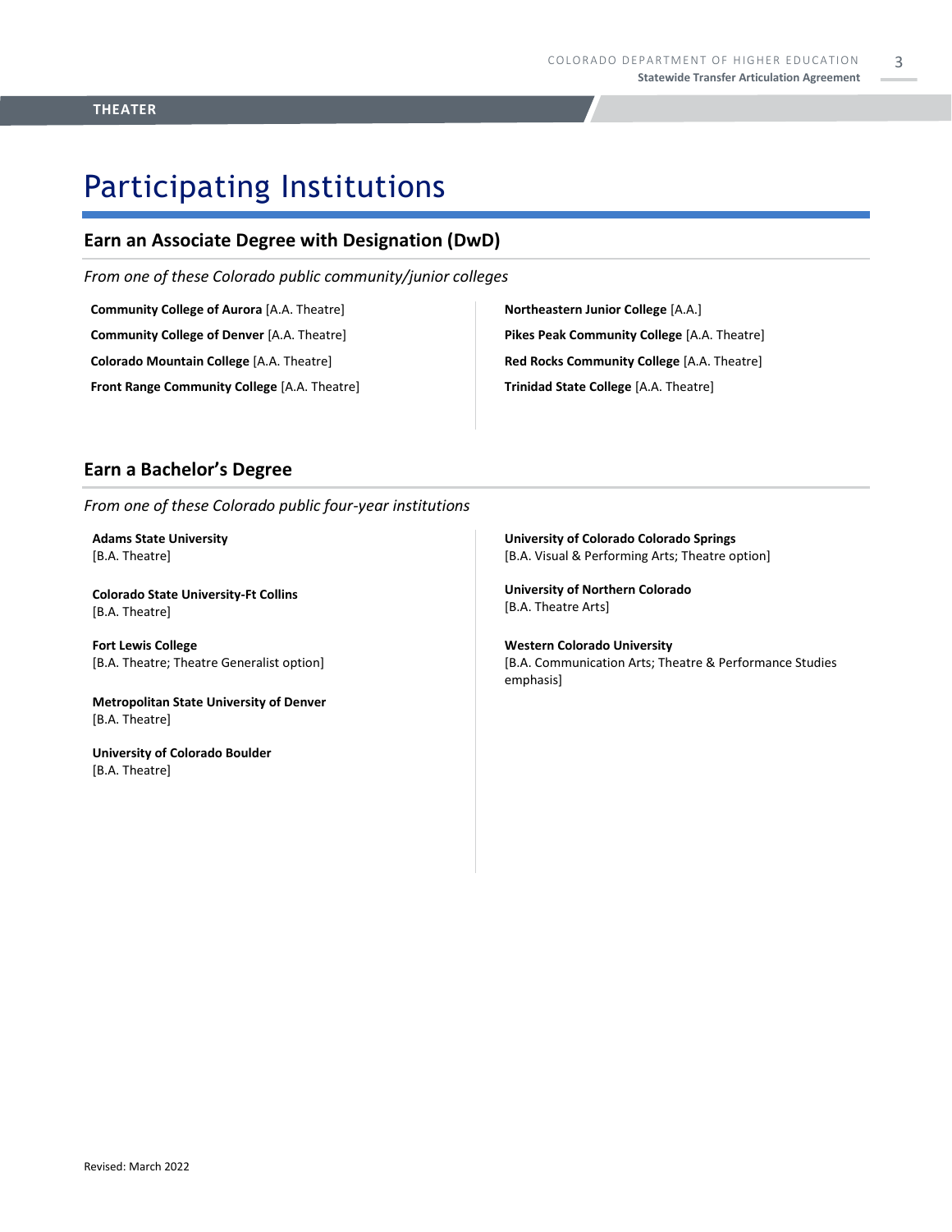# Participating Institutions

## Earn an Associate Degree with Designation (DwD)

*From one of these Colorado public community/junior colleges*

**Community College of Aurora** [A.A. Theatre]

**Community College of Denver** [A.A. Theatre]

**Colorado Mountain College** [A.A. Theatre]

**Front Range Community College** [A.A. Theatre]

**Northeastern Junior College** [A.A.]

**Pikes Peak Community College** [A.A. Theatre]

**Red Rocks Community College** [A.A. Theatre]

**Trinidad State College** [A.A. Theatre]

## Earn a Bachelor's Degree

*From one of these Colorado public four-year institutions*

**Adams State University**
[B.A. Theatre]

**Colorado State University-Ft Collins**
[B.A. Theatre]

**Fort Lewis College**
[B.A. Theatre; Theatre Generalist option]

**Metropolitan State University of Denver**
[B.A. Theatre]

**University of Colorado Boulder**
[B.A. Theatre]

**University of Colorado Colorado Springs**
[B.A. Visual & Performing Arts; Theatre option]

**University of Northern Colorado**
[B.A. Theatre Arts]

**Western Colorado University**
[B.A. Communication Arts; Theatre & Performance Studies emphasis]

Revised: March 2022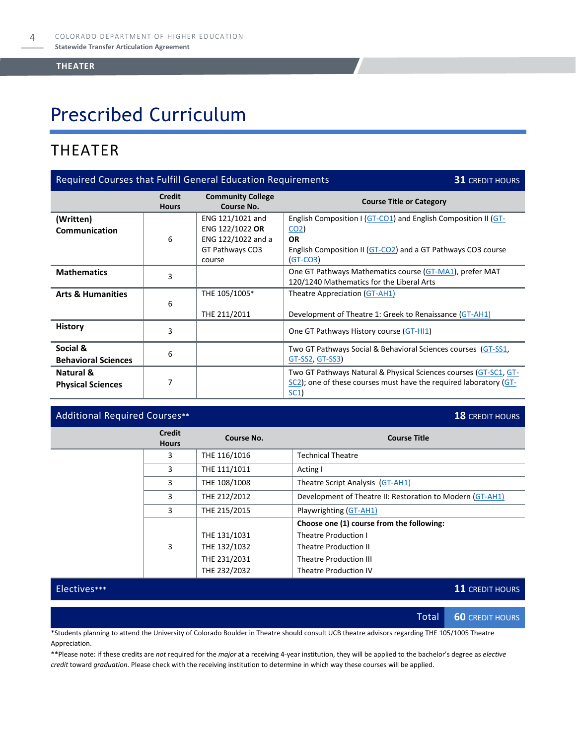# Prescribed Curriculum

## THEATER

| Required Courses that Fulfill General Education Requirements | | | **31** CREDIT HOURS |
|---|---|---|---|
| | **Credit Hours** | **Community College Course No.** | **Course Title or Category** |
| **(Written) Communication** | 6 | ENG 121/1021 and ENG 122/1022 **OR** ENG 122/1022 and a GT Pathways CO3 course | English Composition I (GT-CO1) and English Composition II (GT-CO2) **OR** English Composition II (GT-CO2) and a GT Pathways CO3 course (GT-CO3) |
| **Mathematics** | 3 | | One GT Pathways Mathematics course (GT-MA1), prefer MAT 120/1240 Mathematics for the Liberal Arts |
| **Arts & Humanities** | 6 | THE 105/1005*<br>THE 211/2011 | Theatre Appreciation (GT-AH1)<br>Development of Theatre 1: Greek to Renaissance (GT-AH1) |
| **History** | 3 | | One GT Pathways History course (GT-HI1) |
| **Social & Behavioral Sciences** | 6 | | Two GT Pathways Social & Behavioral Sciences courses (GT-SS1, GT-SS2, GT-SS3) |
| **Natural & Physical Sciences** | 7 | | Two GT Pathways Natural & Physical Sciences courses (GT-SC1, GT-SC2); one of these courses must have the required laboratory (GT-SC1) |

| Additional Required Courses** | | | **18** CREDIT HOURS |
|---|---|---|---|
| | **Credit Hours** | **Course No.** | **Course Title** |
| | 3 | THE 116/1016 | Technical Theatre |
| | 3 | THE 111/1011 | Acting I |
| | 3 | THE 108/1008 | Theatre Script Analysis (GT-AH1) |
| | 3 | THE 212/2012 | Development of Theatre II: Restoration to Modern (GT-AH1) |
| | 3 | THE 215/2015 | Playwrighting (GT-AH1) |
| | 3 | THE 131/1031<br>THE 132/1032<br>THE 231/2031<br>THE 232/2032 | **Choose one (1) course from the following:**<br>Theatre Production I<br>Theatre Production II<br>Theatre Production III<br>Theatre Production IV |

| Electives*** | **11** CREDIT HOURS |
|---|---|
| **Total** | **60** CREDIT HOURS |

*Students planning to attend the University of Colorado Boulder in Theatre should consult UCB theatre advisors regarding THE 105/1005 Theatre Appreciation.

**Please note: if these credits are *not* required for the *major* at a receiving 4-year institution, they will be applied to the bachelor's degree as *elective credit* toward *graduation*. Please check with the receiving institution to determine in which way these courses will be applied.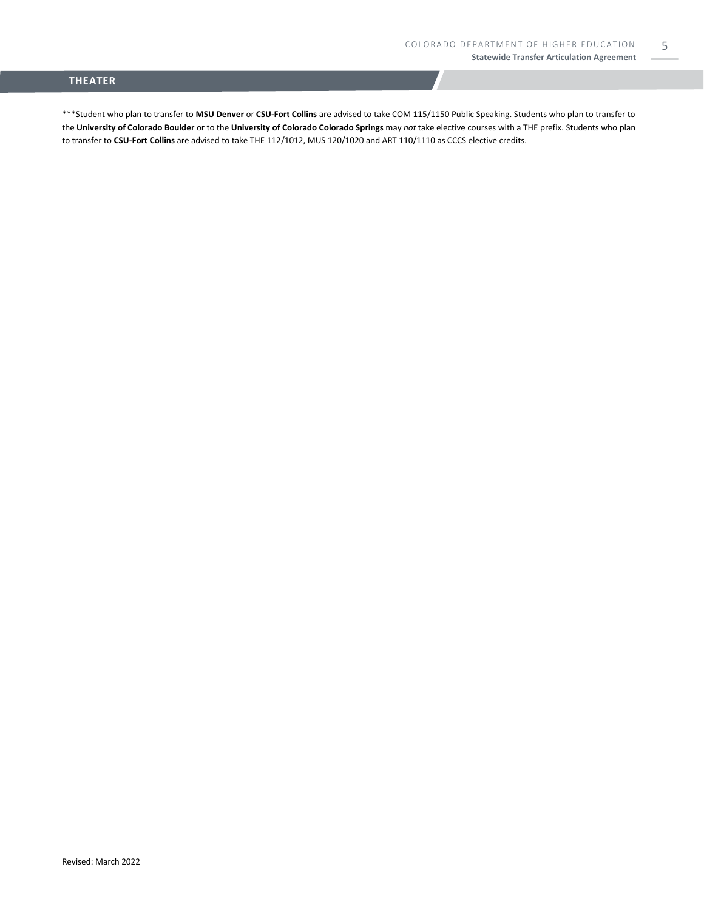## THEATER

***Student who plan to transfer to **MSU Denver** or **CSU-Fort Collins** are advised to take COM 115/1150 Public Speaking. Students who plan to transfer to the **University of Colorado Boulder** or to the **University of Colorado Colorado Springs** may ***not*** take elective courses with a THE prefix. Students who plan to transfer to **CSU-Fort Collins** are advised to take THE 112/1012, MUS 120/1020 and ART 110/1110 as CCCS elective credits.

Revised: March 2022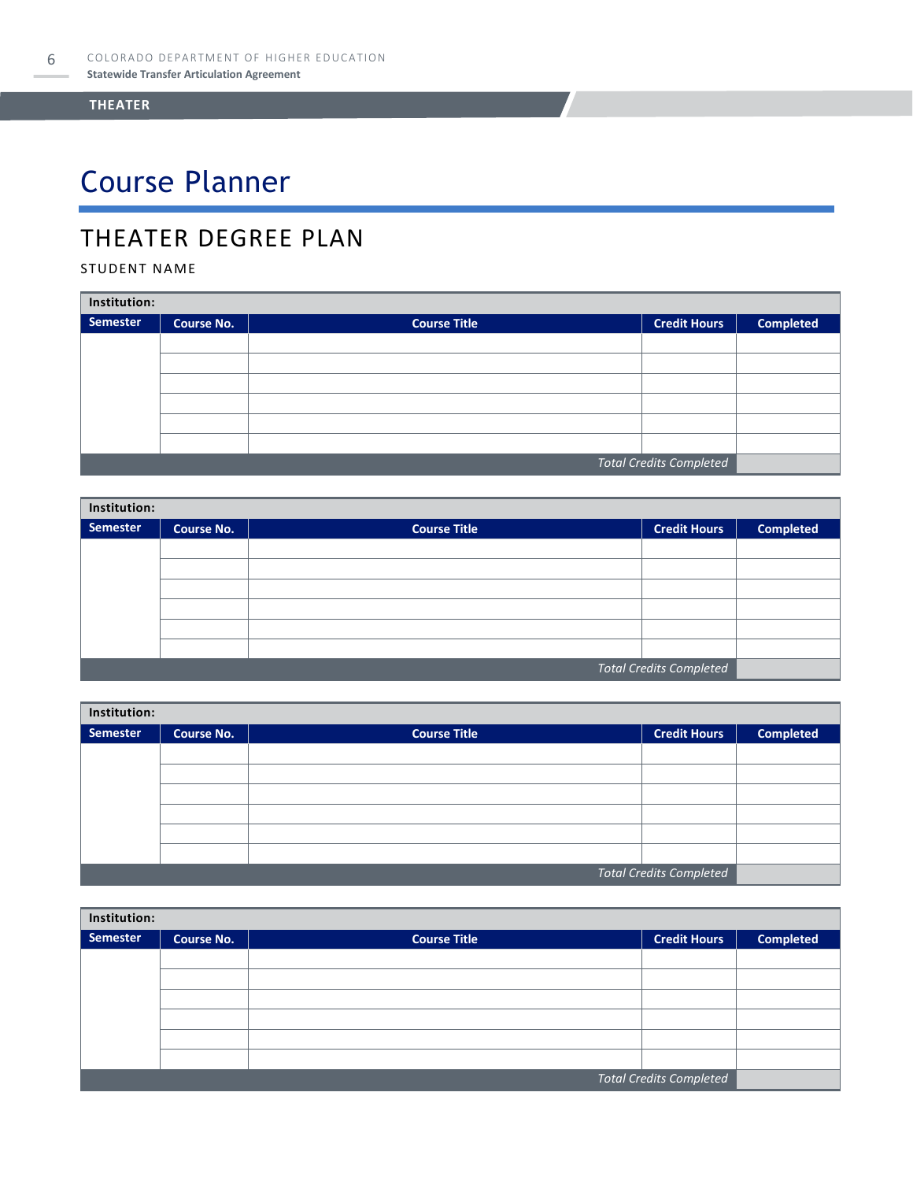# Course Planner

## THEATER DEGREE PLAN

STUDENT NAME

| Institution: | | | | |
|---|---|---|---|---|
| **Semester** | **Course No.** | **Course Title** | **Credit Hours** | **Completed** |
| | | | | |
| | | | | |
| | | | | |
| | | | | |
| | | | | |
| | | | | |
| | | | *Total Credits Completed* | |

| Institution: | | | | |
|---|---|---|---|---|
| **Semester** | **Course No.** | **Course Title** | **Credit Hours** | **Completed** |
| | | | | |
| | | | | |
| | | | | |
| | | | | |
| | | | | |
| | | | | |
| | | | *Total Credits Completed* | |

| Institution: | | | | |
|---|---|---|---|---|
| **Semester** | **Course No.** | **Course Title** | **Credit Hours** | **Completed** |
| | | | | |
| | | | | |
| | | | | |
| | | | | |
| | | | | |
| | | | | |
| | | | *Total Credits Completed* | |

| Institution: | | | | |
|---|---|---|---|---|
| **Semester** | **Course No.** | **Course Title** | **Credit Hours** | **Completed** |
| | | | | |
| | | | | |
| | | | | |
| | | | | |
| | | | | |
| | | | | |
| | | | *Total Credits Completed* | |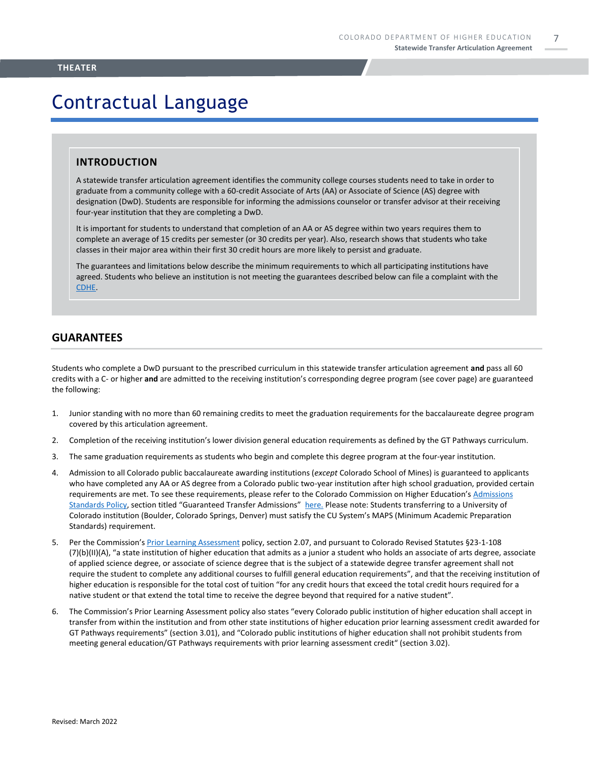# Contractual Language

## INTRODUCTION

A statewide transfer articulation agreement identifies the community college courses students need to take in order to graduate from a community college with a 60-credit Associate of Arts (AA) or Associate of Science (AS) degree with designation (DwD). Students are responsible for informing the admissions counselor or transfer advisor at their receiving four-year institution that they are completing a DwD.

It is important for students to understand that completion of an AA or AS degree within two years requires them to complete an average of 15 credits per semester (or 30 credits per year). Also, research shows that students who take classes in their major area within their first 30 credit hours are more likely to persist and graduate.

The guarantees and limitations below describe the minimum requirements to which all participating institutions have agreed. Students who believe an institution is not meeting the guarantees described below can file a complaint with the CDHE.

## GUARANTEES

Students who complete a DwD pursuant to the prescribed curriculum in this statewide transfer articulation agreement **and** pass all 60 credits with a C- or higher **and** are admitted to the receiving institution's corresponding degree program (see cover page) are guaranteed the following:

1. Junior standing with no more than 60 remaining credits to meet the graduation requirements for the baccalaureate degree program covered by this articulation agreement.
2. Completion of the receiving institution's lower division general education requirements as defined by the GT Pathways curriculum.
3. The same graduation requirements as students who begin and complete this degree program at the four-year institution.
4. Admission to all Colorado public baccalaureate awarding institutions (*except* Colorado School of Mines) is guaranteed to applicants who have completed any AA or AS degree from a Colorado public two-year institution after high school graduation, provided certain requirements are met. To see these requirements, please refer to the Colorado Commission on Higher Education's Admissions Standards Policy, section titled "Guaranteed Transfer Admissions" here. Please note: Students transferring to a University of Colorado institution (Boulder, Colorado Springs, Denver) must satisfy the CU System's MAPS (Minimum Academic Preparation Standards) requirement.
5. Per the Commission's Prior Learning Assessment policy, section 2.07, and pursuant to Colorado Revised Statutes §23-1-108 (7)(b)(II)(A), "a state institution of higher education that admits as a junior a student who holds an associate of arts degree, associate of applied science degree, or associate of science degree that is the subject of a statewide degree transfer agreement shall not require the student to complete any additional courses to fulfill general education requirements", and that the receiving institution of higher education is responsible for the total cost of tuition "for any credit hours that exceed the total credit hours required for a native student or that extend the total time to receive the degree beyond that required for a native student".
6. The Commission's Prior Learning Assessment policy also states "every Colorado public institution of higher education shall accept in transfer from within the institution and from other state institutions of higher education prior learning assessment credit awarded for GT Pathways requirements" (section 3.01), and "Colorado public institutions of higher education shall not prohibit students from meeting general education/GT Pathways requirements with prior learning assessment credit" (section 3.02).

Revised: March 2022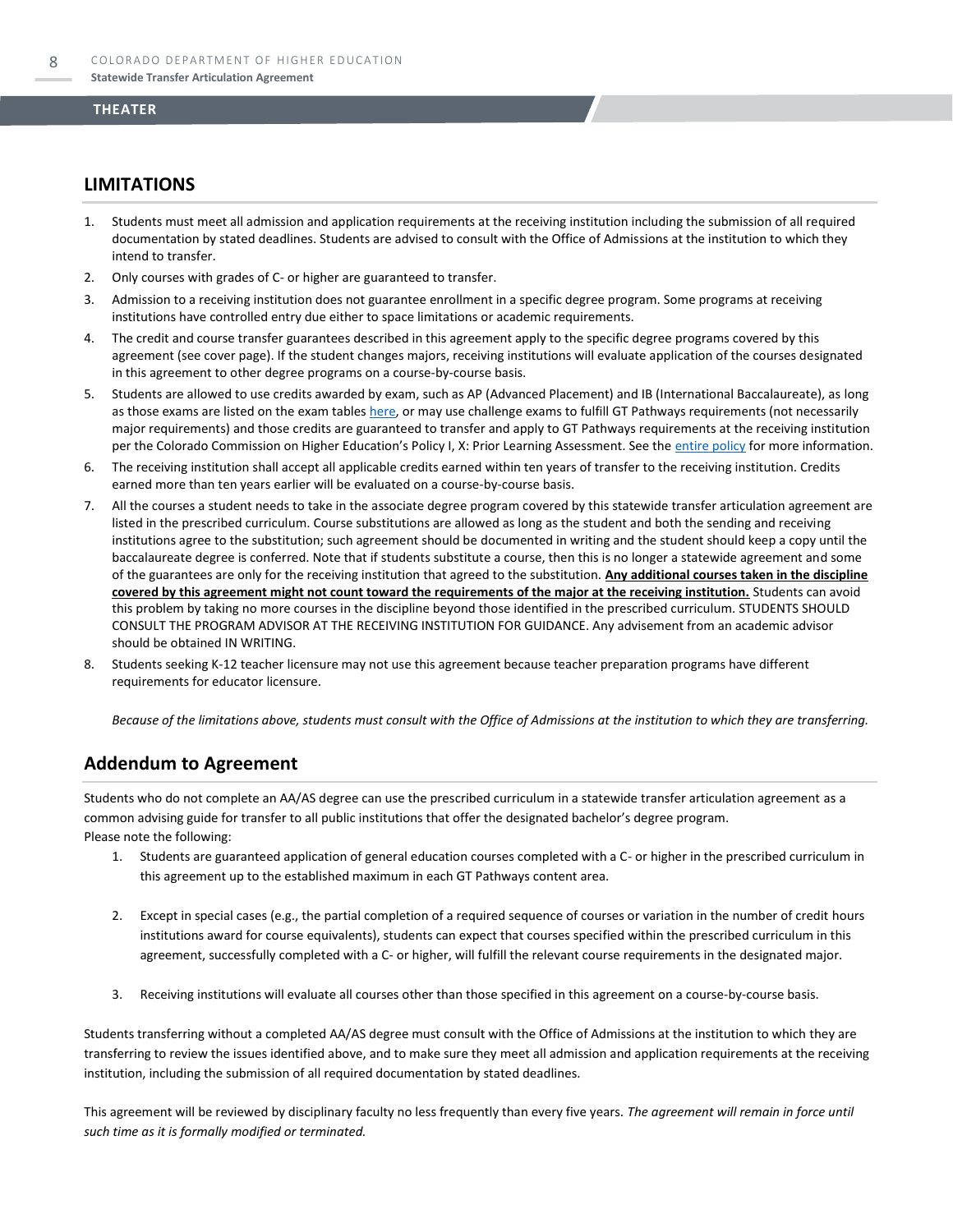## LIMITATIONS

1. Students must meet all admission and application requirements at the receiving institution including the submission of all required documentation by stated deadlines. Students are advised to consult with the Office of Admissions at the institution to which they intend to transfer.
2. Only courses with grades of C- or higher are guaranteed to transfer.
3. Admission to a receiving institution does not guarantee enrollment in a specific degree program. Some programs at receiving institutions have controlled entry due either to space limitations or academic requirements.
4. The credit and course transfer guarantees described in this agreement apply to the specific degree programs covered by this agreement (see cover page). If the student changes majors, receiving institutions will evaluate application of the courses designated in this agreement to other degree programs on a course-by-course basis.
5. Students are allowed to use credits awarded by exam, such as AP (Advanced Placement) and IB (International Baccalaureate), as long as those exams are listed on the exam tables here, or may use challenge exams to fulfill GT Pathways requirements (not necessarily major requirements) and those credits are guaranteed to transfer and apply to GT Pathways requirements at the receiving institution per the Colorado Commission on Higher Education's Policy I, X: Prior Learning Assessment. See the entire policy for more information.
6. The receiving institution shall accept all applicable credits earned within ten years of transfer to the receiving institution. Credits earned more than ten years earlier will be evaluated on a course-by-course basis.
7. All the courses a student needs to take in the associate degree program covered by this statewide transfer articulation agreement are listed in the prescribed curriculum. Course substitutions are allowed as long as the student and both the sending and receiving institutions agree to the substitution; such agreement should be documented in writing and the student should keep a copy until the baccalaureate degree is conferred. Note that if students substitute a course, then this is no longer a statewide agreement and some of the guarantees are only for the receiving institution that agreed to the substitution. **Any additional courses taken in the discipline covered by this agreement might not count toward the requirements of the major at the receiving institution.** Students can avoid this problem by taking no more courses in the discipline beyond those identified in the prescribed curriculum. STUDENTS SHOULD CONSULT THE PROGRAM ADVISOR AT THE RECEIVING INSTITUTION FOR GUIDANCE. Any advisement from an academic advisor should be obtained IN WRITING.
8. Students seeking K-12 teacher licensure may not use this agreement because teacher preparation programs have different requirements for educator licensure.

*Because of the limitations above, students must consult with the Office of Admissions at the institution to which they are transferring.*

## Addendum to Agreement

Students who do not complete an AA/AS degree can use the prescribed curriculum in a statewide transfer articulation agreement as a common advising guide for transfer to all public institutions that offer the designated bachelor's degree program.
Please note the following:

1. Students are guaranteed application of general education courses completed with a C- or higher in the prescribed curriculum in this agreement up to the established maximum in each GT Pathways content area.
2. Except in special cases (e.g., the partial completion of a required sequence of courses or variation in the number of credit hours institutions award for course equivalents), students can expect that courses specified within the prescribed curriculum in this agreement, successfully completed with a C- or higher, will fulfill the relevant course requirements in the designated major.
3. Receiving institutions will evaluate all courses other than those specified in this agreement on a course-by-course basis.

Students transferring without a completed AA/AS degree must consult with the Office of Admissions at the institution to which they are transferring to review the issues identified above, and to make sure they meet all admission and application requirements at the receiving institution, including the submission of all required documentation by stated deadlines.

This agreement will be reviewed by disciplinary faculty no less frequently than every five years. *The agreement will remain in force until such time as it is formally modified or terminated.*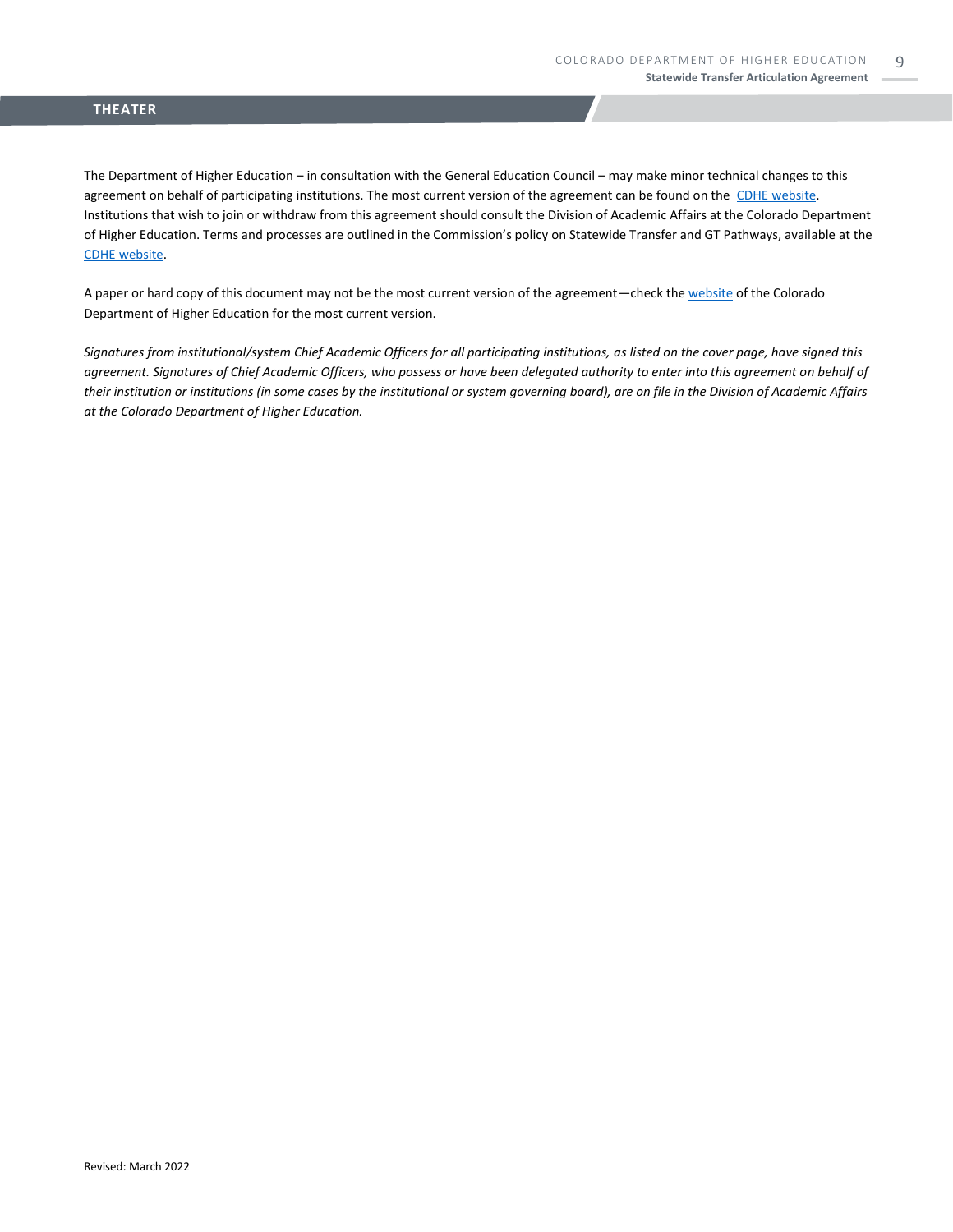## THEATER

The Department of Higher Education – in consultation with the General Education Council – may make minor technical changes to this agreement on behalf of participating institutions. The most current version of the agreement can be found on the CDHE website. Institutions that wish to join or withdraw from this agreement should consult the Division of Academic Affairs at the Colorado Department of Higher Education. Terms and processes are outlined in the Commission's policy on Statewide Transfer and GT Pathways, available at the CDHE website.

A paper or hard copy of this document may not be the most current version of the agreement—check the website of the Colorado Department of Higher Education for the most current version.

*Signatures from institutional/system Chief Academic Officers for all participating institutions, as listed on the cover page, have signed this agreement. Signatures of Chief Academic Officers, who possess or have been delegated authority to enter into this agreement on behalf of their institution or institutions (in some cases by the institutional or system governing board), are on file in the Division of Academic Affairs at the Colorado Department of Higher Education.*

Revised: March 2022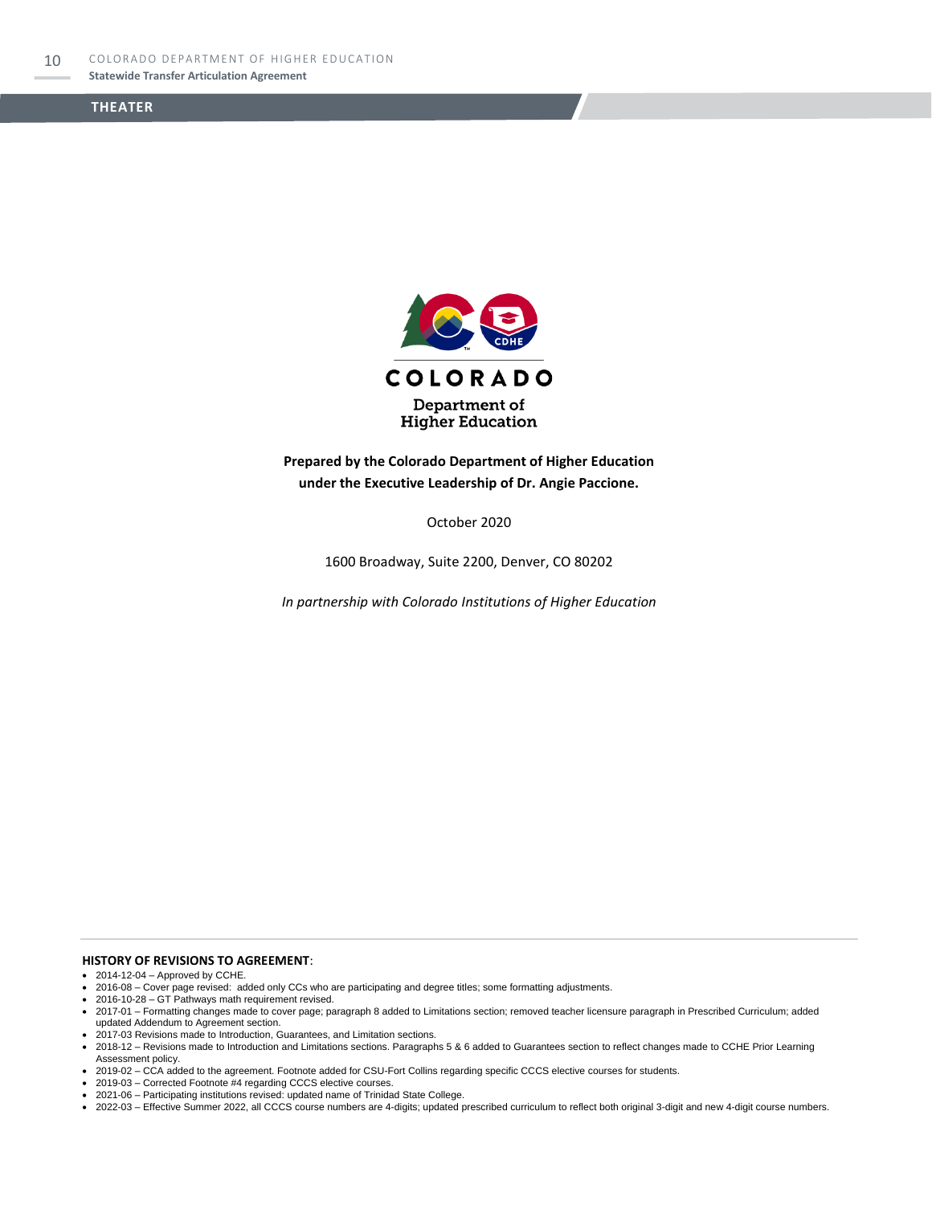COLORADO

Department of Higher Education

**Prepared by the Colorado Department of Higher Education under the Executive Leadership of Dr. Angie Paccione.**

October 2020

1600 Broadway, Suite 2200, Denver, CO 80202

*In partnership with Colorado Institutions of Higher Education*

**HISTORY OF REVISIONS TO AGREEMENT**:

- 2014-12-04 – Approved by CCHE.
- 2016-08 – Cover page revised: added only CCs who are participating and degree titles; some formatting adjustments.
- 2016-10-28 – GT Pathways math requirement revised.
- 2017-01 – Formatting changes made to cover page; paragraph 8 added to Limitations section; removed teacher licensure paragraph in Prescribed Curriculum; added updated Addendum to Agreement section.
- 2017-03 Revisions made to Introduction, Guarantees, and Limitation sections.
- 2018-12 – Revisions made to Introduction and Limitations sections. Paragraphs 5 & 6 added to Guarantees section to reflect changes made to CCHE Prior Learning Assessment policy.
- 2019-02 – CCA added to the agreement. Footnote added for CSU-Fort Collins regarding specific CCCS elective courses for students.
- 2019-03 – Corrected Footnote #4 regarding CCCS elective courses.
- 2021-06 – Participating institutions revised: updated name of Trinidad State College.
- 2022-03 – Effective Summer 2022, all CCCS course numbers are 4-digits; updated prescribed curriculum to reflect both original 3-digit and new 4-digit course numbers.